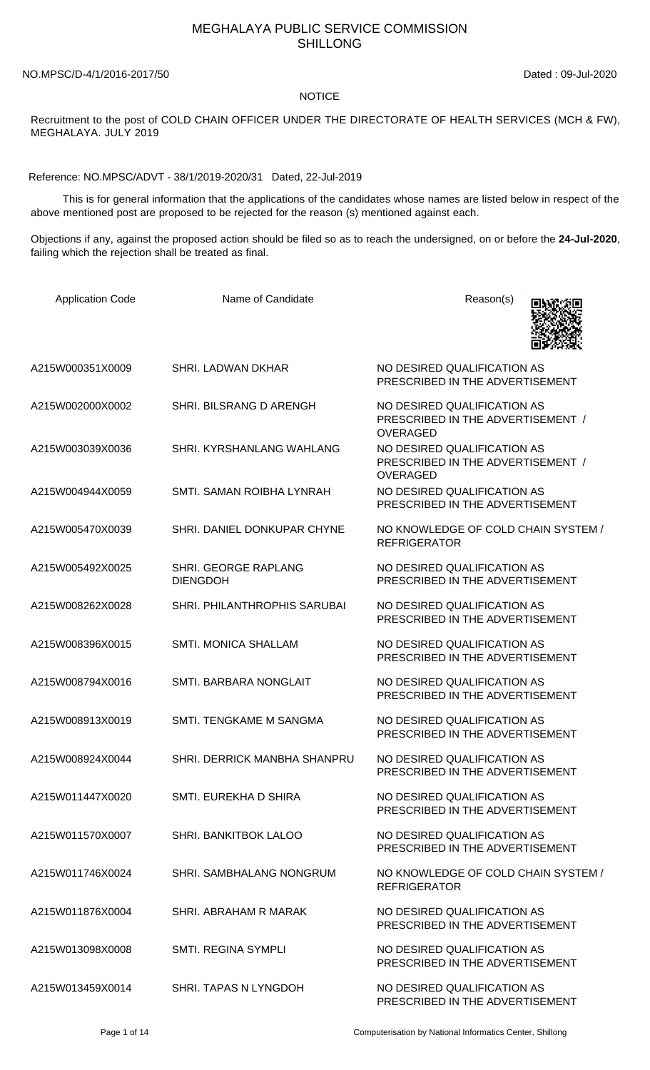# MEGHALAYA PUBLIC SERVICE COMMISSION
## SHILLONG

NO.MPSC/D-4/1/2016-2017/50 Dated : 09-Jul-2020

**NOTICE**

Recruitment to the post of COLD CHAIN OFFICER UNDER THE DIRECTORATE OF HEALTH SERVICES (MCH & FW), MEGHALAYA. JULY 2019

Reference: NO.MPSC/ADVT - 38/1/2019-2020/31 Dated, 22-Jul-2019

This is for general information that the applications of the candidates whose names are listed below in respect of the above mentioned post are proposed to be rejected for the reason (s) mentioned against each.

Objections if any, against the proposed action should be filed so as to reach the undersigned, on or before the **24-Jul-2020**, failing which the rejection shall be treated as final.

| Application Code | Name of Candidate | Reason(s) |
|---|---|---|
| A215W000351X0009 | SHRI. LADWAN DKHAR | NO DESIRED QUALIFICATION AS PRESCRIBED IN THE ADVERTISEMENT |
| A215W002000X0002 | SHRI. BILSRANG D ARENGH | NO DESIRED QUALIFICATION AS PRESCRIBED IN THE ADVERTISEMENT / OVERAGED |
| A215W003039X0036 | SHRI. KYRSHANLANG WAHLANG | NO DESIRED QUALIFICATION AS PRESCRIBED IN THE ADVERTISEMENT / OVERAGED |
| A215W004944X0059 | SMTI. SAMAN ROIBHA LYNRAH | NO DESIRED QUALIFICATION AS PRESCRIBED IN THE ADVERTISEMENT |
| A215W005470X0039 | SHRI. DANIEL DONKUPAR CHYNE | NO KNOWLEDGE OF COLD CHAIN SYSTEM / REFRIGERATOR |
| A215W005492X0025 | SHRI. GEORGE RAPLANG DIENGDOH | NO DESIRED QUALIFICATION AS PRESCRIBED IN THE ADVERTISEMENT |
| A215W008262X0028 | SHRI. PHILANTHROPHIS SARUBAI | NO DESIRED QUALIFICATION AS PRESCRIBED IN THE ADVERTISEMENT |
| A215W008396X0015 | SMTI. MONICA SHALLAM | NO DESIRED QUALIFICATION AS PRESCRIBED IN THE ADVERTISEMENT |
| A215W008794X0016 | SMTI. BARBARA NONGLAIT | NO DESIRED QUALIFICATION AS PRESCRIBED IN THE ADVERTISEMENT |
| A215W008913X0019 | SMTI. TENGKAME M SANGMA | NO DESIRED QUALIFICATION AS PRESCRIBED IN THE ADVERTISEMENT |
| A215W008924X0044 | SHRI. DERRICK MANBHA SHANPRU | NO DESIRED QUALIFICATION AS PRESCRIBED IN THE ADVERTISEMENT |
| A215W011447X0020 | SMTI. EUREKHA D SHIRA | NO DESIRED QUALIFICATION AS PRESCRIBED IN THE ADVERTISEMENT |
| A215W011570X0007 | SHRI. BANKITBOK LALOO | NO DESIRED QUALIFICATION AS PRESCRIBED IN THE ADVERTISEMENT |
| A215W011746X0024 | SHRI. SAMBHALANG NONGRUM | NO KNOWLEDGE OF COLD CHAIN SYSTEM / REFRIGERATOR |
| A215W011876X0004 | SHRI. ABRAHAM R MARAK | NO DESIRED QUALIFICATION AS PRESCRIBED IN THE ADVERTISEMENT |
| A215W013098X0008 | SMTI. REGINA SYMPLI | NO DESIRED QUALIFICATION AS PRESCRIBED IN THE ADVERTISEMENT |
| A215W013459X0014 | SHRI. TAPAS N LYNGDOH | NO DESIRED QUALIFICATION AS PRESCRIBED IN THE ADVERTISEMENT |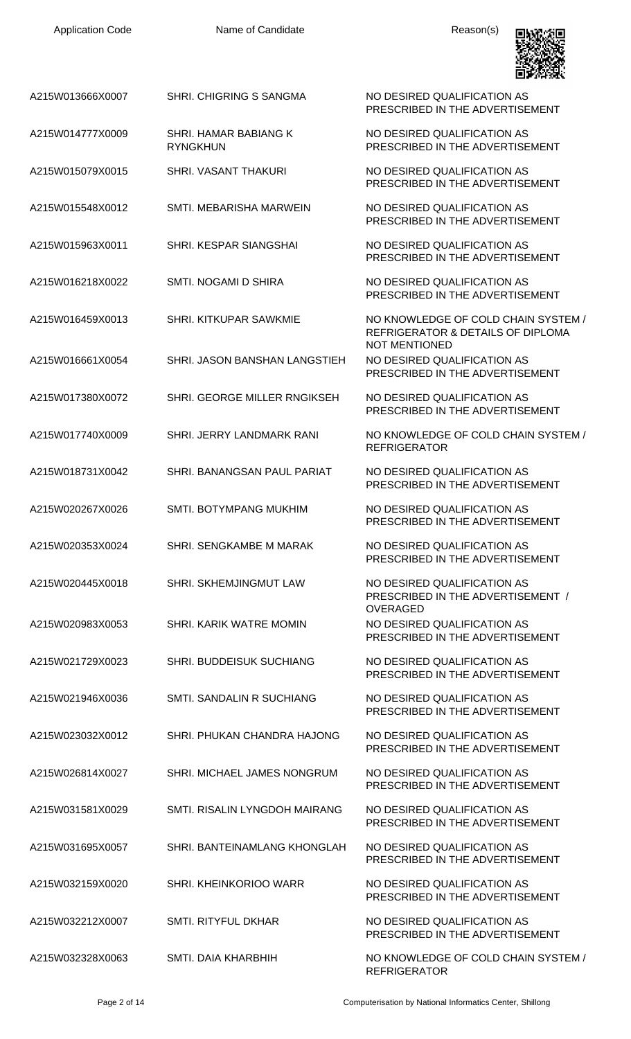| Application Code | Name of Candidate | Reason(s) |
| --- | --- | --- |
| A215W013666X0007 | SHRI. CHIGRING S SANGMA | NO DESIRED QUALIFICATION AS PRESCRIBED IN THE ADVERTISEMENT |
| A215W014777X0009 | SHRI. HAMAR BABIANG K RYNGKHUN | NO DESIRED QUALIFICATION AS PRESCRIBED IN THE ADVERTISEMENT |
| A215W015079X0015 | SHRI. VASANT THAKURI | NO DESIRED QUALIFICATION AS PRESCRIBED IN THE ADVERTISEMENT |
| A215W015548X0012 | SMTI. MEBARISHA MARWEIN | NO DESIRED QUALIFICATION AS PRESCRIBED IN THE ADVERTISEMENT |
| A215W015963X0011 | SHRI. KESPAR SIANGSHAI | NO DESIRED QUALIFICATION AS PRESCRIBED IN THE ADVERTISEMENT |
| A215W016218X0022 | SMTI. NOGAMI D SHIRA | NO DESIRED QUALIFICATION AS PRESCRIBED IN THE ADVERTISEMENT |
| A215W016459X0013 | SHRI. KITKUPAR SAWKMIE | NO KNOWLEDGE OF COLD CHAIN SYSTEM / REFRIGERATOR & DETAILS OF DIPLOMA NOT MENTIONED |
| A215W016661X0054 | SHRI. JASON BANSHAN LANGSTIEH | NO DESIRED QUALIFICATION AS PRESCRIBED IN THE ADVERTISEMENT |
| A215W017380X0072 | SHRI. GEORGE MILLER RNGIKSEH | NO DESIRED QUALIFICATION AS PRESCRIBED IN THE ADVERTISEMENT |
| A215W017740X0009 | SHRI. JERRY LANDMARK RANI | NO KNOWLEDGE OF COLD CHAIN SYSTEM / REFRIGERATOR |
| A215W018731X0042 | SHRI. BANANGSAN PAUL PARIAT | NO DESIRED QUALIFICATION AS PRESCRIBED IN THE ADVERTISEMENT |
| A215W020267X0026 | SMTI. BOTYMPANG MUKHIM | NO DESIRED QUALIFICATION AS PRESCRIBED IN THE ADVERTISEMENT |
| A215W020353X0024 | SHRI. SENGKAMBE M MARAK | NO DESIRED QUALIFICATION AS PRESCRIBED IN THE ADVERTISEMENT |
| A215W020445X0018 | SHRI. SKHEMJINGMUT LAW | NO DESIRED QUALIFICATION AS PRESCRIBED IN THE ADVERTISEMENT / OVERAGED |
| A215W020983X0053 | SHRI. KARIK WATRE MOMIN | NO DESIRED QUALIFICATION AS PRESCRIBED IN THE ADVERTISEMENT |
| A215W021729X0023 | SHRI. BUDDEISUK SUCHIANG | NO DESIRED QUALIFICATION AS PRESCRIBED IN THE ADVERTISEMENT |
| A215W021946X0036 | SMTI. SANDALIN R SUCHIANG | NO DESIRED QUALIFICATION AS PRESCRIBED IN THE ADVERTISEMENT |
| A215W023032X0012 | SHRI. PHUKAN CHANDRA HAJONG | NO DESIRED QUALIFICATION AS PRESCRIBED IN THE ADVERTISEMENT |
| A215W026814X0027 | SHRI. MICHAEL JAMES NONGRUM | NO DESIRED QUALIFICATION AS PRESCRIBED IN THE ADVERTISEMENT |
| A215W031581X0029 | SMTI. RISALIN LYNGDOH MAIRANG | NO DESIRED QUALIFICATION AS PRESCRIBED IN THE ADVERTISEMENT |
| A215W031695X0057 | SHRI. BANTEINAMLANG KHONGLAH | NO DESIRED QUALIFICATION AS PRESCRIBED IN THE ADVERTISEMENT |
| A215W032159X0020 | SHRI. KHEINKORIOO WARR | NO DESIRED QUALIFICATION AS PRESCRIBED IN THE ADVERTISEMENT |
| A215W032212X0007 | SMTI. RITYFUL DKHAR | NO DESIRED QUALIFICATION AS PRESCRIBED IN THE ADVERTISEMENT |
| A215W032328X0063 | SMTI. DAIA KHARBHIH | NO KNOWLEDGE OF COLD CHAIN SYSTEM / REFRIGERATOR |

Computerisation by National Informatics Center, Shillong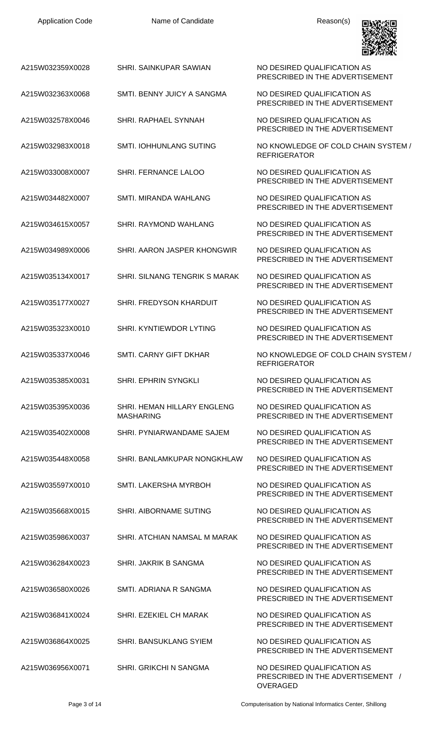| Application Code | Name of Candidate | Reason(s) |
| --- | --- | --- |
| A215W032359X0028 | SHRI. SAINKUPAR SAWIAN | NO DESIRED QUALIFICATION AS PRESCRIBED IN THE ADVERTISEMENT |
| A215W032363X0068 | SMTI. BENNY JUICY A SANGMA | NO DESIRED QUALIFICATION AS PRESCRIBED IN THE ADVERTISEMENT |
| A215W032578X0046 | SHRI. RAPHAEL SYNNAH | NO DESIRED QUALIFICATION AS PRESCRIBED IN THE ADVERTISEMENT |
| A215W032983X0018 | SMTI. IOHHUNLANG SUTING | NO KNOWLEDGE OF COLD CHAIN SYSTEM / REFRIGERATOR |
| A215W033008X0007 | SHRI. FERNANCE LALOO | NO DESIRED QUALIFICATION AS PRESCRIBED IN THE ADVERTISEMENT |
| A215W034482X0007 | SMTI. MIRANDA WAHLANG | NO DESIRED QUALIFICATION AS PRESCRIBED IN THE ADVERTISEMENT |
| A215W034615X0057 | SHRI. RAYMOND WAHLANG | NO DESIRED QUALIFICATION AS PRESCRIBED IN THE ADVERTISEMENT |
| A215W034989X0006 | SHRI. AARON JASPER KHONGWIR | NO DESIRED QUALIFICATION AS PRESCRIBED IN THE ADVERTISEMENT |
| A215W035134X0017 | SHRI. SILNANG TENGRIK S MARAK | NO DESIRED QUALIFICATION AS PRESCRIBED IN THE ADVERTISEMENT |
| A215W035177X0027 | SHRI. FREDYSON KHARDUIT | NO DESIRED QUALIFICATION AS PRESCRIBED IN THE ADVERTISEMENT |
| A215W035323X0010 | SHRI. KYNTIEWDOR LYTING | NO DESIRED QUALIFICATION AS PRESCRIBED IN THE ADVERTISEMENT |
| A215W035337X0046 | SMTI. CARNY GIFT DKHAR | NO KNOWLEDGE OF COLD CHAIN SYSTEM / REFRIGERATOR |
| A215W035385X0031 | SHRI. EPHRIN SYNGKLI | NO DESIRED QUALIFICATION AS PRESCRIBED IN THE ADVERTISEMENT |
| A215W035395X0036 | SHRI. HEMAN HILLARY ENGLENG MASHARING | NO DESIRED QUALIFICATION AS PRESCRIBED IN THE ADVERTISEMENT |
| A215W035402X0008 | SHRI. PYNIARWANDAME SAJEM | NO DESIRED QUALIFICATION AS PRESCRIBED IN THE ADVERTISEMENT |
| A215W035448X0058 | SHRI. BANLAMKUPAR NONGKHLAW | NO DESIRED QUALIFICATION AS PRESCRIBED IN THE ADVERTISEMENT |
| A215W035597X0010 | SMTI. LAKERSHA MYRBOH | NO DESIRED QUALIFICATION AS PRESCRIBED IN THE ADVERTISEMENT |
| A215W035668X0015 | SHRI. AIBORNAME SUTING | NO DESIRED QUALIFICATION AS PRESCRIBED IN THE ADVERTISEMENT |
| A215W035986X0037 | SHRI. ATCHIAN NAMSAL M MARAK | NO DESIRED QUALIFICATION AS PRESCRIBED IN THE ADVERTISEMENT |
| A215W036284X0023 | SHRI. JAKRIK B SANGMA | NO DESIRED QUALIFICATION AS PRESCRIBED IN THE ADVERTISEMENT |
| A215W036580X0026 | SMTI. ADRIANA R SANGMA | NO DESIRED QUALIFICATION AS PRESCRIBED IN THE ADVERTISEMENT |
| A215W036841X0024 | SHRI. EZEKIEL CH MARAK | NO DESIRED QUALIFICATION AS PRESCRIBED IN THE ADVERTISEMENT |
| A215W036864X0025 | SHRI. BANSUKLANG SYIEM | NO DESIRED QUALIFICATION AS PRESCRIBED IN THE ADVERTISEMENT |
| A215W036956X0071 | SHRI. GRIKCHI N SANGMA | NO DESIRED QUALIFICATION AS PRESCRIBED IN THE ADVERTISEMENT / OVERAGED |

Computerisation by National Informatics Center, Shillong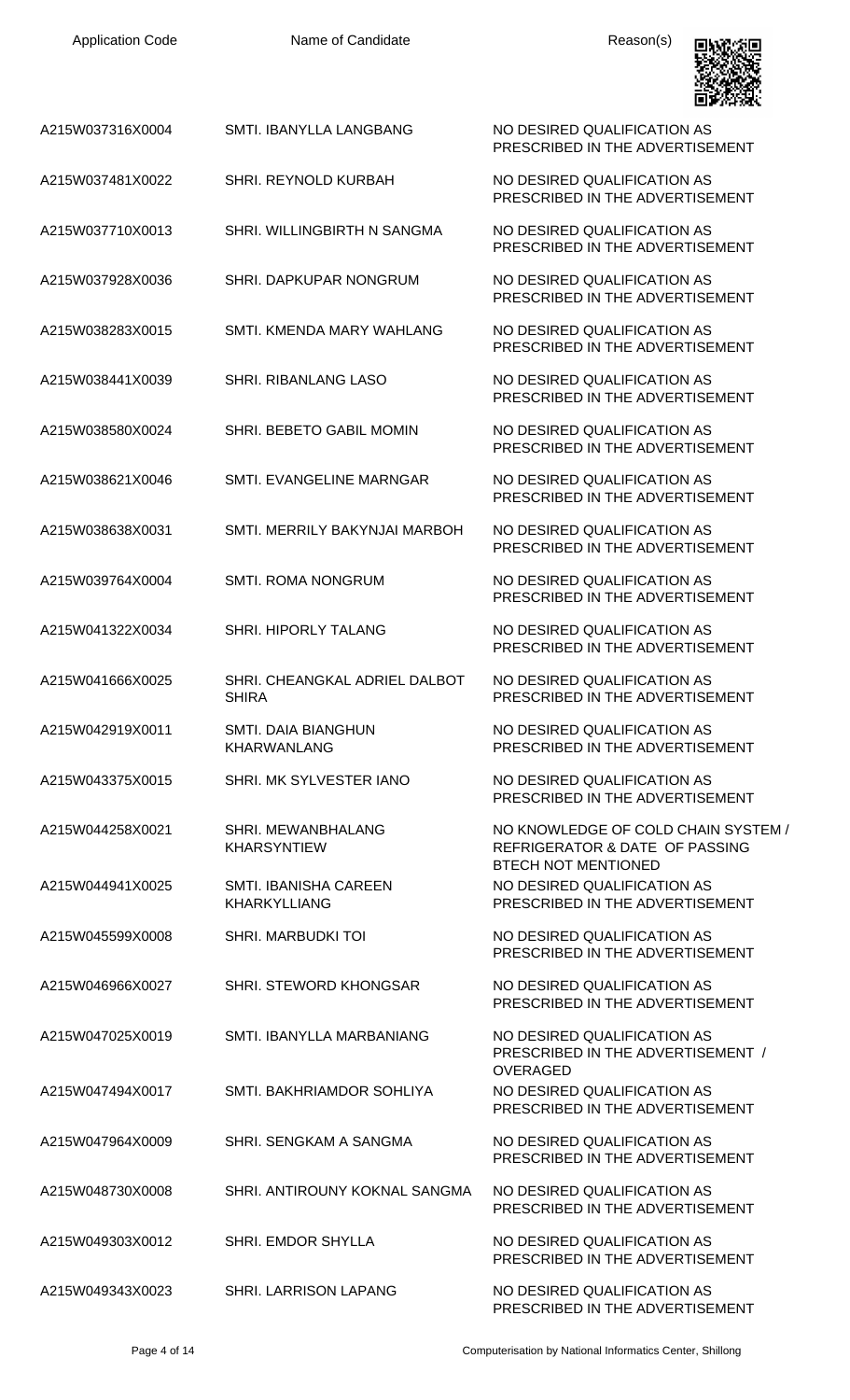| Application Code | Name of Candidate | Reason(s) |
|---|---|---|
| A215W037316X0004 | SMTI. IBANYLLA LANGBANG | NO DESIRED QUALIFICATION AS PRESCRIBED IN THE ADVERTISEMENT |
| A215W037481X0022 | SHRI. REYNOLD KURBAH | NO DESIRED QUALIFICATION AS PRESCRIBED IN THE ADVERTISEMENT |
| A215W037710X0013 | SHRI. WILLINGBIRTH N SANGMA | NO DESIRED QUALIFICATION AS PRESCRIBED IN THE ADVERTISEMENT |
| A215W037928X0036 | SHRI. DAPKUPAR NONGRUM | NO DESIRED QUALIFICATION AS PRESCRIBED IN THE ADVERTISEMENT |
| A215W038283X0015 | SMTI. KMENDA MARY WAHLANG | NO DESIRED QUALIFICATION AS PRESCRIBED IN THE ADVERTISEMENT |
| A215W038441X0039 | SHRI. RIBANLANG LASO | NO DESIRED QUALIFICATION AS PRESCRIBED IN THE ADVERTISEMENT |
| A215W038580X0024 | SHRI. BEBETO GABIL MOMIN | NO DESIRED QUALIFICATION AS PRESCRIBED IN THE ADVERTISEMENT |
| A215W038621X0046 | SMTI. EVANGELINE MARNGAR | NO DESIRED QUALIFICATION AS PRESCRIBED IN THE ADVERTISEMENT |
| A215W038638X0031 | SMTI. MERRILY BAKYNJAI MARBOH | NO DESIRED QUALIFICATION AS PRESCRIBED IN THE ADVERTISEMENT |
| A215W039764X0004 | SMTI. ROMA NONGRUM | NO DESIRED QUALIFICATION AS PRESCRIBED IN THE ADVERTISEMENT |
| A215W041322X0034 | SHRI. HIPORLY TALANG | NO DESIRED QUALIFICATION AS PRESCRIBED IN THE ADVERTISEMENT |
| A215W041666X0025 | SHRI. CHEANGKAL ADRIEL DALBOT SHIRA | NO DESIRED QUALIFICATION AS PRESCRIBED IN THE ADVERTISEMENT |
| A215W042919X0011 | SMTI. DAIA BIANGHUN KHARWANLANG | NO DESIRED QUALIFICATION AS PRESCRIBED IN THE ADVERTISEMENT |
| A215W043375X0015 | SHRI. MK SYLVESTER IANO | NO DESIRED QUALIFICATION AS PRESCRIBED IN THE ADVERTISEMENT |
| A215W044258X0021 | SHRI. MEWANBHALANG KHARSYNTIEW | NO KNOWLEDGE OF COLD CHAIN SYSTEM / REFRIGERATOR & DATE OF PASSING BTECH NOT MENTIONED |
| A215W044941X0025 | SMTI. IBANISHA CAREEN KHARKYLLIANG | NO DESIRED QUALIFICATION AS PRESCRIBED IN THE ADVERTISEMENT |
| A215W045599X0008 | SHRI. MARBUDKI TOI | NO DESIRED QUALIFICATION AS PRESCRIBED IN THE ADVERTISEMENT |
| A215W046966X0027 | SHRI. STEWORD KHONGSAR | NO DESIRED QUALIFICATION AS PRESCRIBED IN THE ADVERTISEMENT |
| A215W047025X0019 | SMTI. IBANYLLA MARBANIANG | NO DESIRED QUALIFICATION AS PRESCRIBED IN THE ADVERTISEMENT / OVERAGED |
| A215W047494X0017 | SMTI. BAKHRIAMDOR SOHLIYA | NO DESIRED QUALIFICATION AS PRESCRIBED IN THE ADVERTISEMENT |
| A215W047964X0009 | SHRI. SENGKAM A SANGMA | NO DESIRED QUALIFICATION AS PRESCRIBED IN THE ADVERTISEMENT |
| A215W048730X0008 | SHRI. ANTIROUNY KOKNAL SANGMA | NO DESIRED QUALIFICATION AS PRESCRIBED IN THE ADVERTISEMENT |
| A215W049303X0012 | SHRI. EMDOR SHYLLA | NO DESIRED QUALIFICATION AS PRESCRIBED IN THE ADVERTISEMENT |
| A215W049343X0023 | SHRI. LARRISON LAPANG | NO DESIRED QUALIFICATION AS PRESCRIBED IN THE ADVERTISEMENT |

Computerisation by National Informatics Center, Shillong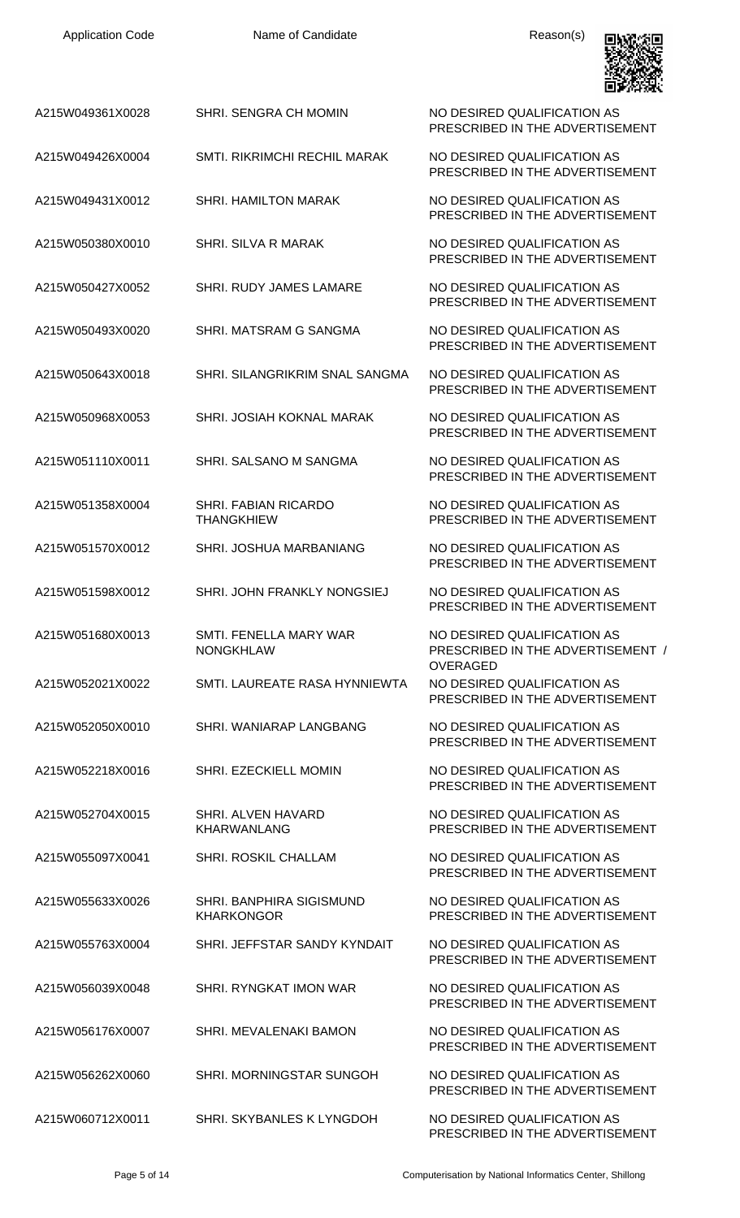| Application Code | Name of Candidate | Reason(s) |
| --- | --- | --- |
| A215W049361X0028 | SHRI. SENGRA CH MOMIN | NO DESIRED QUALIFICATION AS PRESCRIBED IN THE ADVERTISEMENT |
| A215W049426X0004 | SMTI. RIKRIMCHI RECHIL MARAK | NO DESIRED QUALIFICATION AS PRESCRIBED IN THE ADVERTISEMENT |
| A215W049431X0012 | SHRI. HAMILTON MARAK | NO DESIRED QUALIFICATION AS PRESCRIBED IN THE ADVERTISEMENT |
| A215W050380X0010 | SHRI. SILVA R MARAK | NO DESIRED QUALIFICATION AS PRESCRIBED IN THE ADVERTISEMENT |
| A215W050427X0052 | SHRI. RUDY JAMES LAMARE | NO DESIRED QUALIFICATION AS PRESCRIBED IN THE ADVERTISEMENT |
| A215W050493X0020 | SHRI. MATSRAM G SANGMA | NO DESIRED QUALIFICATION AS PRESCRIBED IN THE ADVERTISEMENT |
| A215W050643X0018 | SHRI. SILANGRIKRIM SNAL SANGMA | NO DESIRED QUALIFICATION AS PRESCRIBED IN THE ADVERTISEMENT |
| A215W050968X0053 | SHRI. JOSIAH KOKNAL MARAK | NO DESIRED QUALIFICATION AS PRESCRIBED IN THE ADVERTISEMENT |
| A215W051110X0011 | SHRI. SALSANO M SANGMA | NO DESIRED QUALIFICATION AS PRESCRIBED IN THE ADVERTISEMENT |
| A215W051358X0004 | SHRI. FABIAN RICARDO THANGKHIEW | NO DESIRED QUALIFICATION AS PRESCRIBED IN THE ADVERTISEMENT |
| A215W051570X0012 | SHRI. JOSHUA MARBANIANG | NO DESIRED QUALIFICATION AS PRESCRIBED IN THE ADVERTISEMENT |
| A215W051598X0012 | SHRI. JOHN FRANKLY NONGSIEJ | NO DESIRED QUALIFICATION AS PRESCRIBED IN THE ADVERTISEMENT |
| A215W051680X0013 | SMTI. FENELLA MARY WAR NONGKHLAW | NO DESIRED QUALIFICATION AS PRESCRIBED IN THE ADVERTISEMENT / OVERAGED |
| A215W052021X0022 | SMTI. LAUREATE RASA HYNNIEWTA | NO DESIRED QUALIFICATION AS PRESCRIBED IN THE ADVERTISEMENT |
| A215W052050X0010 | SHRI. WANIARAP LANGBANG | NO DESIRED QUALIFICATION AS PRESCRIBED IN THE ADVERTISEMENT |
| A215W052218X0016 | SHRI. EZECKIELL MOMIN | NO DESIRED QUALIFICATION AS PRESCRIBED IN THE ADVERTISEMENT |
| A215W052704X0015 | SHRI. ALVEN HAVARD KHARWANLANG | NO DESIRED QUALIFICATION AS PRESCRIBED IN THE ADVERTISEMENT |
| A215W055097X0041 | SHRI. ROSKIL CHALLAM | NO DESIRED QUALIFICATION AS PRESCRIBED IN THE ADVERTISEMENT |
| A215W055633X0026 | SHRI. BANPHIRA SIGISMUND KHARKONGOR | NO DESIRED QUALIFICATION AS PRESCRIBED IN THE ADVERTISEMENT |
| A215W055763X0004 | SHRI. JEFFSTAR SANDY KYNDAIT | NO DESIRED QUALIFICATION AS PRESCRIBED IN THE ADVERTISEMENT |
| A215W056039X0048 | SHRI. RYNGKAT IMON WAR | NO DESIRED QUALIFICATION AS PRESCRIBED IN THE ADVERTISEMENT |
| A215W056176X0007 | SHRI. MEVALENAKI BAMON | NO DESIRED QUALIFICATION AS PRESCRIBED IN THE ADVERTISEMENT |
| A215W056262X0060 | SHRI. MORNINGSTAR SUNGOH | NO DESIRED QUALIFICATION AS PRESCRIBED IN THE ADVERTISEMENT |
| A215W060712X0011 | SHRI. SKYBANLES K LYNGDOH | NO DESIRED QUALIFICATION AS PRESCRIBED IN THE ADVERTISEMENT |

Computerisation by National Informatics Center, Shillong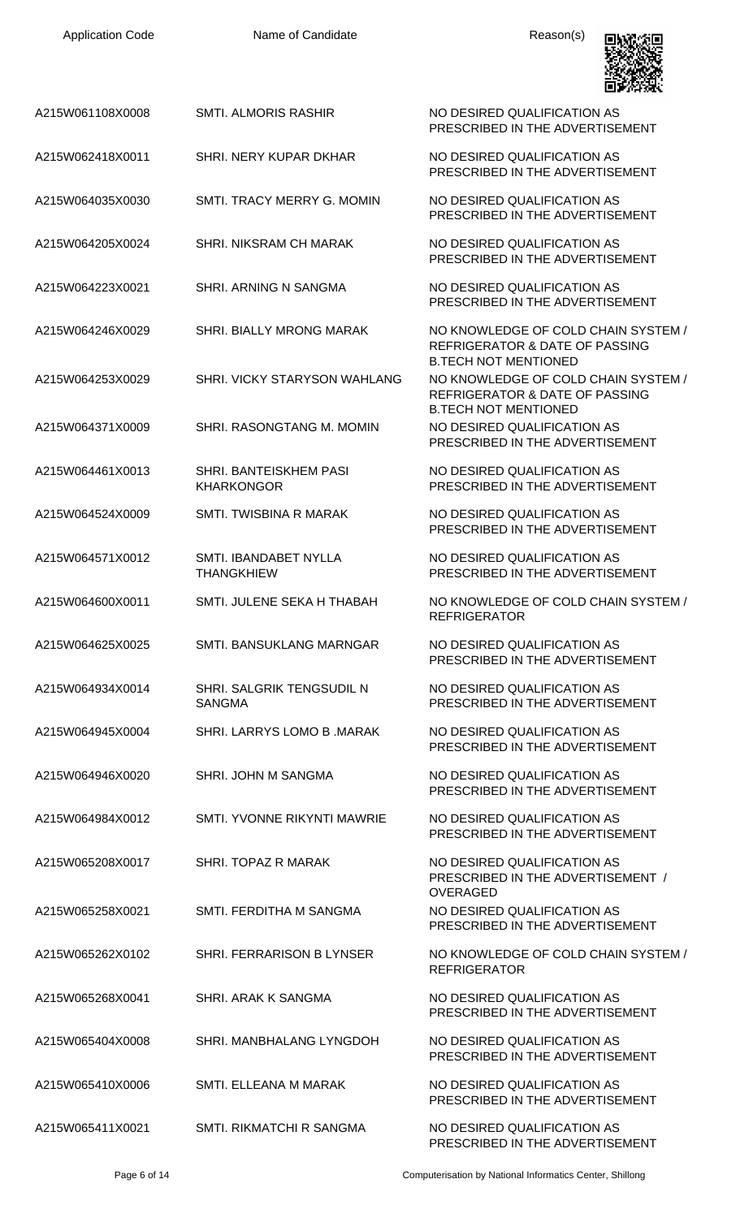| Application Code | Name of Candidate | Reason(s) |
| --- | --- | --- |
| A215W061108X0008 | SMTI. ALMORIS RASHIR | NO DESIRED QUALIFICATION AS PRESCRIBED IN THE ADVERTISEMENT |
| A215W062418X0011 | SHRI. NERY KUPAR DKHAR | NO DESIRED QUALIFICATION AS PRESCRIBED IN THE ADVERTISEMENT |
| A215W064035X0030 | SMTI. TRACY MERRY G. MOMIN | NO DESIRED QUALIFICATION AS PRESCRIBED IN THE ADVERTISEMENT |
| A215W064205X0024 | SHRI. NIKSRAM CH MARAK | NO DESIRED QUALIFICATION AS PRESCRIBED IN THE ADVERTISEMENT |
| A215W064223X0021 | SHRI. ARNING N SANGMA | NO DESIRED QUALIFICATION AS PRESCRIBED IN THE ADVERTISEMENT |
| A215W064246X0029 | SHRI. BIALLY MRONG MARAK | NO KNOWLEDGE OF COLD CHAIN SYSTEM / REFRIGERATOR & DATE OF PASSING B.TECH NOT MENTIONED |
| A215W064253X0029 | SHRI. VICKY STARYSON WAHLANG | NO KNOWLEDGE OF COLD CHAIN SYSTEM / REFRIGERATOR & DATE OF PASSING B.TECH NOT MENTIONED |
| A215W064371X0009 | SHRI. RASONGTANG M. MOMIN | NO DESIRED QUALIFICATION AS PRESCRIBED IN THE ADVERTISEMENT |
| A215W064461X0013 | SHRI. BANTEISKHEM PASI KHARKONGOR | NO DESIRED QUALIFICATION AS PRESCRIBED IN THE ADVERTISEMENT |
| A215W064524X0009 | SMTI. TWISBINA R MARAK | NO DESIRED QUALIFICATION AS PRESCRIBED IN THE ADVERTISEMENT |
| A215W064571X0012 | SMTI. IBANDABET NYLLA THANGKHIEW | NO DESIRED QUALIFICATION AS PRESCRIBED IN THE ADVERTISEMENT |
| A215W064600X0011 | SMTI. JULENE SEKA H THABAH | NO KNOWLEDGE OF COLD CHAIN SYSTEM / REFRIGERATOR |
| A215W064625X0025 | SMTI. BANSUKLANG MARNGAR | NO DESIRED QUALIFICATION AS PRESCRIBED IN THE ADVERTISEMENT |
| A215W064934X0014 | SHRI. SALGRIK TENGSUDIL N SANGMA | NO DESIRED QUALIFICATION AS PRESCRIBED IN THE ADVERTISEMENT |
| A215W064945X0004 | SHRI. LARRYS LOMO B .MARAK | NO DESIRED QUALIFICATION AS PRESCRIBED IN THE ADVERTISEMENT |
| A215W064946X0020 | SHRI. JOHN M SANGMA | NO DESIRED QUALIFICATION AS PRESCRIBED IN THE ADVERTISEMENT |
| A215W064984X0012 | SMTI. YVONNE RIKYNTI MAWRIE | NO DESIRED QUALIFICATION AS PRESCRIBED IN THE ADVERTISEMENT |
| A215W065208X0017 | SHRI. TOPAZ R MARAK | NO DESIRED QUALIFICATION AS PRESCRIBED IN THE ADVERTISEMENT / OVERAGED |
| A215W065258X0021 | SMTI. FERDITHA M SANGMA | NO DESIRED QUALIFICATION AS PRESCRIBED IN THE ADVERTISEMENT |
| A215W065262X0102 | SHRI. FERRARISON B LYNSER | NO KNOWLEDGE OF COLD CHAIN SYSTEM / REFRIGERATOR |
| A215W065268X0041 | SHRI. ARAK K SANGMA | NO DESIRED QUALIFICATION AS PRESCRIBED IN THE ADVERTISEMENT |
| A215W065404X0008 | SHRI. MANBHALANG LYNGDOH | NO DESIRED QUALIFICATION AS PRESCRIBED IN THE ADVERTISEMENT |
| A215W065410X0006 | SMTI. ELLEANA M MARAK | NO DESIRED QUALIFICATION AS PRESCRIBED IN THE ADVERTISEMENT |
| A215W065411X0021 | SMTI. RIKMATCHI R SANGMA | NO DESIRED QUALIFICATION AS PRESCRIBED IN THE ADVERTISEMENT |

Computerisation by National Informatics Center, Shillong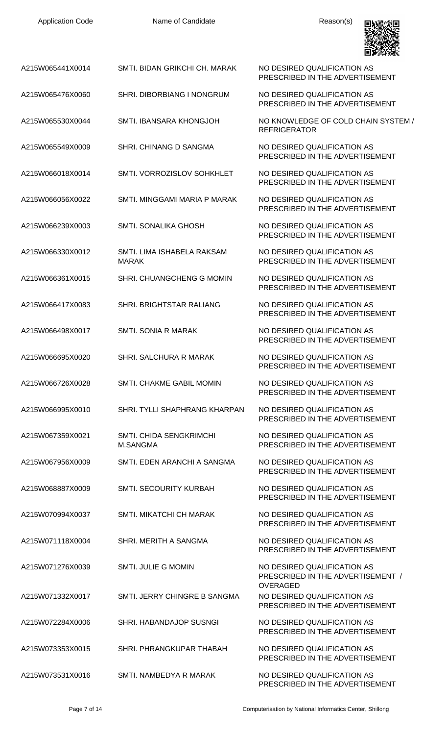| Application Code | Name of Candidate | Reason(s) |
|---|---|---|
| A215W065441X0014 | SMTI. BIDAN GRIKCHI CH. MARAK | NO DESIRED QUALIFICATION AS PRESCRIBED IN THE ADVERTISEMENT |
| A215W065476X0060 | SHRI. DIBORBIANG I NONGRUM | NO DESIRED QUALIFICATION AS PRESCRIBED IN THE ADVERTISEMENT |
| A215W065530X0044 | SMTI. IBANSARA KHONGJOH | NO KNOWLEDGE OF COLD CHAIN SYSTEM / REFRIGERATOR |
| A215W065549X0009 | SHRI. CHINANG D SANGMA | NO DESIRED QUALIFICATION AS PRESCRIBED IN THE ADVERTISEMENT |
| A215W066018X0014 | SMTI. VORROZISLOV SOHKHLET | NO DESIRED QUALIFICATION AS PRESCRIBED IN THE ADVERTISEMENT |
| A215W066056X0022 | SMTI. MINGGAMI MARIA P MARAK | NO DESIRED QUALIFICATION AS PRESCRIBED IN THE ADVERTISEMENT |
| A215W066239X0003 | SMTI. SONALIKA GHOSH | NO DESIRED QUALIFICATION AS PRESCRIBED IN THE ADVERTISEMENT |
| A215W066330X0012 | SMTI. LIMA ISHABELA RAKSAM MARAK | NO DESIRED QUALIFICATION AS PRESCRIBED IN THE ADVERTISEMENT |
| A215W066361X0015 | SHRI. CHUANGCHENG G MOMIN | NO DESIRED QUALIFICATION AS PRESCRIBED IN THE ADVERTISEMENT |
| A215W066417X0083 | SHRI. BRIGHTSTAR RALIANG | NO DESIRED QUALIFICATION AS PRESCRIBED IN THE ADVERTISEMENT |
| A215W066498X0017 | SMTI. SONIA R MARAK | NO DESIRED QUALIFICATION AS PRESCRIBED IN THE ADVERTISEMENT |
| A215W066695X0020 | SHRI. SALCHURA R MARAK | NO DESIRED QUALIFICATION AS PRESCRIBED IN THE ADVERTISEMENT |
| A215W066726X0028 | SMTI. CHAKME GABIL MOMIN | NO DESIRED QUALIFICATION AS PRESCRIBED IN THE ADVERTISEMENT |
| A215W066995X0010 | SHRI. TYLLI SHAPHRANG KHARPAN | NO DESIRED QUALIFICATION AS PRESCRIBED IN THE ADVERTISEMENT |
| A215W067359X0021 | SMTI. CHIDA SENGKRIMCHI M.SANGMA | NO DESIRED QUALIFICATION AS PRESCRIBED IN THE ADVERTISEMENT |
| A215W067956X0009 | SMTI. EDEN ARANCHI A SANGMA | NO DESIRED QUALIFICATION AS PRESCRIBED IN THE ADVERTISEMENT |
| A215W068887X0009 | SMTI. SECOURITY KURBAH | NO DESIRED QUALIFICATION AS PRESCRIBED IN THE ADVERTISEMENT |
| A215W070994X0037 | SMTI. MIKATCHI CH MARAK | NO DESIRED QUALIFICATION AS PRESCRIBED IN THE ADVERTISEMENT |
| A215W071118X0004 | SHRI. MERITH A SANGMA | NO DESIRED QUALIFICATION AS PRESCRIBED IN THE ADVERTISEMENT |
| A215W071276X0039 | SMTI. JULIE G MOMIN | NO DESIRED QUALIFICATION AS PRESCRIBED IN THE ADVERTISEMENT / OVERAGED |
| A215W071332X0017 | SMTI. JERRY CHINGRE B SANGMA | NO DESIRED QUALIFICATION AS PRESCRIBED IN THE ADVERTISEMENT |
| A215W072284X0006 | SHRI. HABANDAJOP SUSNGI | NO DESIRED QUALIFICATION AS PRESCRIBED IN THE ADVERTISEMENT |
| A215W073353X0015 | SHRI. PHRANGKUPAR THABAH | NO DESIRED QUALIFICATION AS PRESCRIBED IN THE ADVERTISEMENT |
| A215W073531X0016 | SMTI. NAMBEDYA R MARAK | NO DESIRED QUALIFICATION AS PRESCRIBED IN THE ADVERTISEMENT |

Computerisation by National Informatics Center, Shillong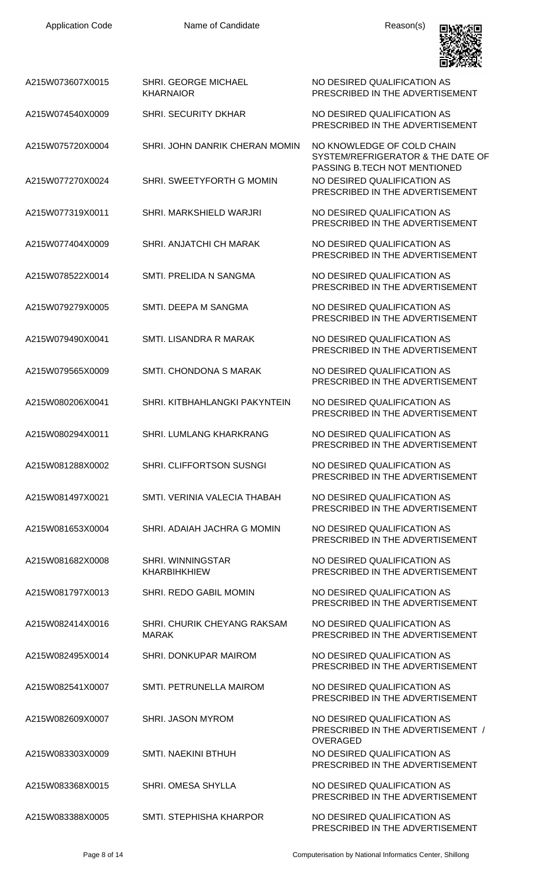| Application Code | Name of Candidate | Reason(s) |
| --- | --- | --- |
| A215W073607X0015 | SHRI. GEORGE MICHAEL KHARNAIOR | NO DESIRED QUALIFICATION AS PRESCRIBED IN THE ADVERTISEMENT |
| A215W074540X0009 | SHRI. SECURITY DKHAR | NO DESIRED QUALIFICATION AS PRESCRIBED IN THE ADVERTISEMENT |
| A215W075720X0004 | SHRI. JOHN DANRIK CHERAN MOMIN | NO KNOWLEDGE OF COLD CHAIN SYSTEM/REFRIGERATOR & THE DATE OF PASSING B.TECH NOT MENTIONED |
| A215W077270X0024 | SHRI. SWEETYFORTH G MOMIN | NO DESIRED QUALIFICATION AS PRESCRIBED IN THE ADVERTISEMENT |
| A215W077319X0011 | SHRI. MARKSHIELD WARJRI | NO DESIRED QUALIFICATION AS PRESCRIBED IN THE ADVERTISEMENT |
| A215W077404X0009 | SHRI. ANJATCHI CH MARAK | NO DESIRED QUALIFICATION AS PRESCRIBED IN THE ADVERTISEMENT |
| A215W078522X0014 | SMTI. PRELIDA N SANGMA | NO DESIRED QUALIFICATION AS PRESCRIBED IN THE ADVERTISEMENT |
| A215W079279X0005 | SMTI. DEEPA M SANGMA | NO DESIRED QUALIFICATION AS PRESCRIBED IN THE ADVERTISEMENT |
| A215W079490X0041 | SMTI. LISANDRA R MARAK | NO DESIRED QUALIFICATION AS PRESCRIBED IN THE ADVERTISEMENT |
| A215W079565X0009 | SMTI. CHONDONA S MARAK | NO DESIRED QUALIFICATION AS PRESCRIBED IN THE ADVERTISEMENT |
| A215W080206X0041 | SHRI. KITBHAHLANGKI PAKYNTEIN | NO DESIRED QUALIFICATION AS PRESCRIBED IN THE ADVERTISEMENT |
| A215W080294X0011 | SHRI. LUMLANG KHARKRANG | NO DESIRED QUALIFICATION AS PRESCRIBED IN THE ADVERTISEMENT |
| A215W081288X0002 | SHRI. CLIFFORTSON SUSNGI | NO DESIRED QUALIFICATION AS PRESCRIBED IN THE ADVERTISEMENT |
| A215W081497X0021 | SMTI. VERINIA VALECIA THABAH | NO DESIRED QUALIFICATION AS PRESCRIBED IN THE ADVERTISEMENT |
| A215W081653X0004 | SHRI. ADAIAH JACHRA G MOMIN | NO DESIRED QUALIFICATION AS PRESCRIBED IN THE ADVERTISEMENT |
| A215W081682X0008 | SHRI. WINNINGSTAR KHARBIHKHIEW | NO DESIRED QUALIFICATION AS PRESCRIBED IN THE ADVERTISEMENT |
| A215W081797X0013 | SHRI. REDO GABIL MOMIN | NO DESIRED QUALIFICATION AS PRESCRIBED IN THE ADVERTISEMENT |
| A215W082414X0016 | SHRI. CHURIK CHEYANG RAKSAM MARAK | NO DESIRED QUALIFICATION AS PRESCRIBED IN THE ADVERTISEMENT |
| A215W082495X0014 | SHRI. DONKUPAR MAIROM | NO DESIRED QUALIFICATION AS PRESCRIBED IN THE ADVERTISEMENT |
| A215W082541X0007 | SMTI. PETRUNELLA MAIROM | NO DESIRED QUALIFICATION AS PRESCRIBED IN THE ADVERTISEMENT |
| A215W082609X0007 | SHRI. JASON MYROM | NO DESIRED QUALIFICATION AS PRESCRIBED IN THE ADVERTISEMENT / OVERAGED |
| A215W083303X0009 | SMTI. NAEKINI BTHUH | NO DESIRED QUALIFICATION AS PRESCRIBED IN THE ADVERTISEMENT |
| A215W083368X0015 | SHRI. OMESA SHYLLA | NO DESIRED QUALIFICATION AS PRESCRIBED IN THE ADVERTISEMENT |
| A215W083388X0005 | SMTI. STEPHISHA KHARPOR | NO DESIRED QUALIFICATION AS PRESCRIBED IN THE ADVERTISEMENT |

Computerisation by National Informatics Center, Shillong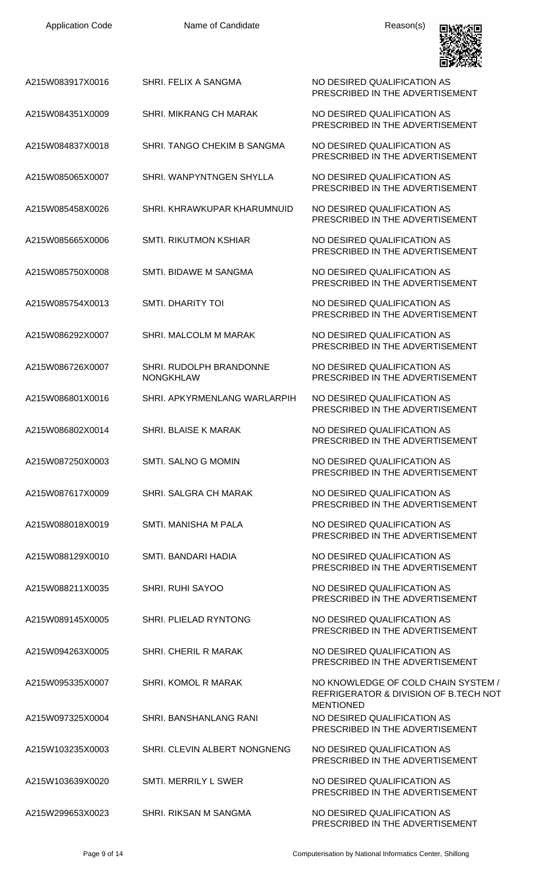| Application Code | Name of Candidate | Reason(s) |
| --- | --- | --- |
| A215W083917X0016 | SHRI. FELIX A SANGMA | NO DESIRED QUALIFICATION AS PRESCRIBED IN THE ADVERTISEMENT |
| A215W084351X0009 | SHRI. MIKRANG CH MARAK | NO DESIRED QUALIFICATION AS PRESCRIBED IN THE ADVERTISEMENT |
| A215W084837X0018 | SHRI. TANGO CHEKIM B SANGMA | NO DESIRED QUALIFICATION AS PRESCRIBED IN THE ADVERTISEMENT |
| A215W085065X0007 | SHRI. WANPYNTNGEN SHYLLA | NO DESIRED QUALIFICATION AS PRESCRIBED IN THE ADVERTISEMENT |
| A215W085458X0026 | SHRI. KHRAWKUPAR KHARUMNUID | NO DESIRED QUALIFICATION AS PRESCRIBED IN THE ADVERTISEMENT |
| A215W085665X0006 | SMTI. RIKUTMON KSHIAR | NO DESIRED QUALIFICATION AS PRESCRIBED IN THE ADVERTISEMENT |
| A215W085750X0008 | SMTI. BIDAWE M SANGMA | NO DESIRED QUALIFICATION AS PRESCRIBED IN THE ADVERTISEMENT |
| A215W085754X0013 | SMTI. DHARITY TOI | NO DESIRED QUALIFICATION AS PRESCRIBED IN THE ADVERTISEMENT |
| A215W086292X0007 | SHRI. MALCOLM M MARAK | NO DESIRED QUALIFICATION AS PRESCRIBED IN THE ADVERTISEMENT |
| A215W086726X0007 | SHRI. RUDOLPH BRANDONNE NONGKHLAW | NO DESIRED QUALIFICATION AS PRESCRIBED IN THE ADVERTISEMENT |
| A215W086801X0016 | SHRI. APKYRMENLANG WARLARPIH | NO DESIRED QUALIFICATION AS PRESCRIBED IN THE ADVERTISEMENT |
| A215W086802X0014 | SHRI. BLAISE K MARAK | NO DESIRED QUALIFICATION AS PRESCRIBED IN THE ADVERTISEMENT |
| A215W087250X0003 | SMTI. SALNO G MOMIN | NO DESIRED QUALIFICATION AS PRESCRIBED IN THE ADVERTISEMENT |
| A215W087617X0009 | SHRI. SALGRA CH MARAK | NO DESIRED QUALIFICATION AS PRESCRIBED IN THE ADVERTISEMENT |
| A215W088018X0019 | SMTI. MANISHA M PALA | NO DESIRED QUALIFICATION AS PRESCRIBED IN THE ADVERTISEMENT |
| A215W088129X0010 | SMTI. BANDARI HADIA | NO DESIRED QUALIFICATION AS PRESCRIBED IN THE ADVERTISEMENT |
| A215W088211X0035 | SHRI. RUHI SAYOO | NO DESIRED QUALIFICATION AS PRESCRIBED IN THE ADVERTISEMENT |
| A215W089145X0005 | SHRI. PLIELAD RYNTONG | NO DESIRED QUALIFICATION AS PRESCRIBED IN THE ADVERTISEMENT |
| A215W094263X0005 | SHRI. CHERIL R MARAK | NO DESIRED QUALIFICATION AS PRESCRIBED IN THE ADVERTISEMENT |
| A215W095335X0007 | SHRI. KOMOL R MARAK | NO KNOWLEDGE OF COLD CHAIN SYSTEM / REFRIGERATOR & DIVISION OF B.TECH NOT MENTIONED |
| A215W097325X0004 | SHRI. BANSHANLANG RANI | NO DESIRED QUALIFICATION AS PRESCRIBED IN THE ADVERTISEMENT |
| A215W103235X0003 | SHRI. CLEVIN ALBERT NONGNENG | NO DESIRED QUALIFICATION AS PRESCRIBED IN THE ADVERTISEMENT |
| A215W103639X0020 | SMTI. MERRILY L SWER | NO DESIRED QUALIFICATION AS PRESCRIBED IN THE ADVERTISEMENT |
| A215W299653X0023 | SHRI. RIKSAN M SANGMA | NO DESIRED QUALIFICATION AS PRESCRIBED IN THE ADVERTISEMENT |

Computerisation by National Informatics Center, Shillong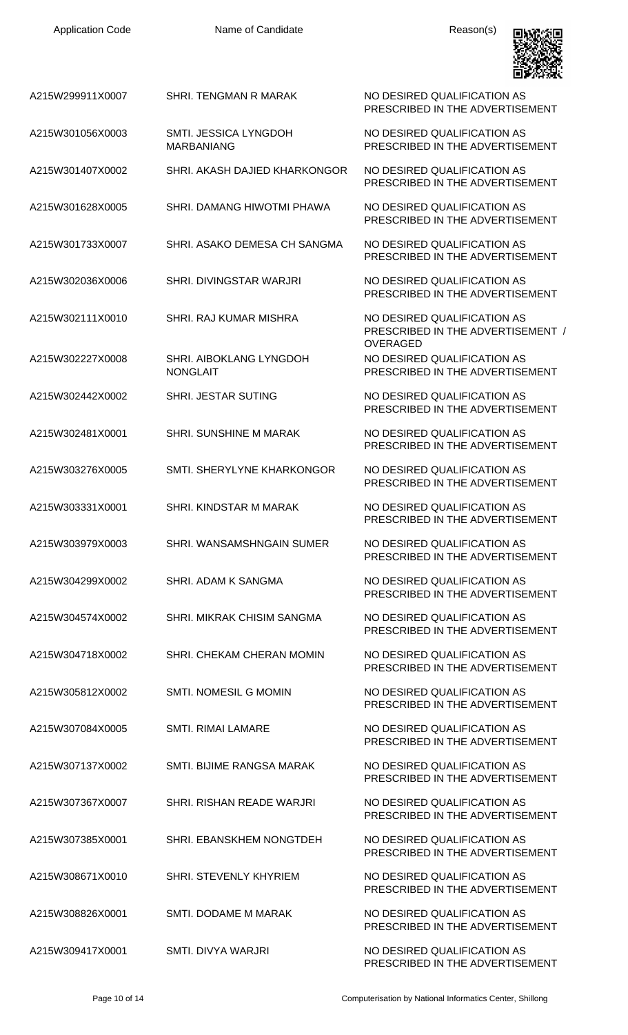| Application Code | Name of Candidate | Reason(s) |
| --- | --- | --- |
| A215W299911X0007 | SHRI. TENGMAN R MARAK | NO DESIRED QUALIFICATION AS PRESCRIBED IN THE ADVERTISEMENT |
| A215W301056X0003 | SMTI. JESSICA LYNGDOH MARBANIANG | NO DESIRED QUALIFICATION AS PRESCRIBED IN THE ADVERTISEMENT |
| A215W301407X0002 | SHRI. AKASH DAJIED KHARKONGOR | NO DESIRED QUALIFICATION AS PRESCRIBED IN THE ADVERTISEMENT |
| A215W301628X0005 | SHRI. DAMANG HIWOTMI PHAWA | NO DESIRED QUALIFICATION AS PRESCRIBED IN THE ADVERTISEMENT |
| A215W301733X0007 | SHRI. ASAKO DEMESA CH SANGMA | NO DESIRED QUALIFICATION AS PRESCRIBED IN THE ADVERTISEMENT |
| A215W302036X0006 | SHRI. DIVINGSTAR WARJRI | NO DESIRED QUALIFICATION AS PRESCRIBED IN THE ADVERTISEMENT |
| A215W302111X0010 | SHRI. RAJ KUMAR MISHRA | NO DESIRED QUALIFICATION AS PRESCRIBED IN THE ADVERTISEMENT / OVERAGED |
| A215W302227X0008 | SHRI. AIBOKLANG LYNGDOH NONGLAIT | NO DESIRED QUALIFICATION AS PRESCRIBED IN THE ADVERTISEMENT |
| A215W302442X0002 | SHRI. JESTAR SUTING | NO DESIRED QUALIFICATION AS PRESCRIBED IN THE ADVERTISEMENT |
| A215W302481X0001 | SHRI. SUNSHINE M MARAK | NO DESIRED QUALIFICATION AS PRESCRIBED IN THE ADVERTISEMENT |
| A215W303276X0005 | SMTI. SHERYLYNE KHARKONGOR | NO DESIRED QUALIFICATION AS PRESCRIBED IN THE ADVERTISEMENT |
| A215W303331X0001 | SHRI. KINDSTAR M MARAK | NO DESIRED QUALIFICATION AS PRESCRIBED IN THE ADVERTISEMENT |
| A215W303979X0003 | SHRI. WANSAMSHNGAIN SUMER | NO DESIRED QUALIFICATION AS PRESCRIBED IN THE ADVERTISEMENT |
| A215W304299X0002 | SHRI. ADAM K SANGMA | NO DESIRED QUALIFICATION AS PRESCRIBED IN THE ADVERTISEMENT |
| A215W304574X0002 | SHRI. MIKRAK CHISIM SANGMA | NO DESIRED QUALIFICATION AS PRESCRIBED IN THE ADVERTISEMENT |
| A215W304718X0002 | SHRI. CHEKAM CHERAN MOMIN | NO DESIRED QUALIFICATION AS PRESCRIBED IN THE ADVERTISEMENT |
| A215W305812X0002 | SMTI. NOMESIL G MOMIN | NO DESIRED QUALIFICATION AS PRESCRIBED IN THE ADVERTISEMENT |
| A215W307084X0005 | SMTI. RIMAI LAMARE | NO DESIRED QUALIFICATION AS PRESCRIBED IN THE ADVERTISEMENT |
| A215W307137X0002 | SMTI. BIJIME RANGSA MARAK | NO DESIRED QUALIFICATION AS PRESCRIBED IN THE ADVERTISEMENT |
| A215W307367X0007 | SHRI. RISHAN READE WARJRI | NO DESIRED QUALIFICATION AS PRESCRIBED IN THE ADVERTISEMENT |
| A215W307385X0001 | SHRI. EBANSKHEM NONGTDEH | NO DESIRED QUALIFICATION AS PRESCRIBED IN THE ADVERTISEMENT |
| A215W308671X0010 | SHRI. STEVENLY KHYRIEM | NO DESIRED QUALIFICATION AS PRESCRIBED IN THE ADVERTISEMENT |
| A215W308826X0001 | SMTI. DODAME M MARAK | NO DESIRED QUALIFICATION AS PRESCRIBED IN THE ADVERTISEMENT |
| A215W309417X0001 | SMTI. DIVYA WARJRI | NO DESIRED QUALIFICATION AS PRESCRIBED IN THE ADVERTISEMENT |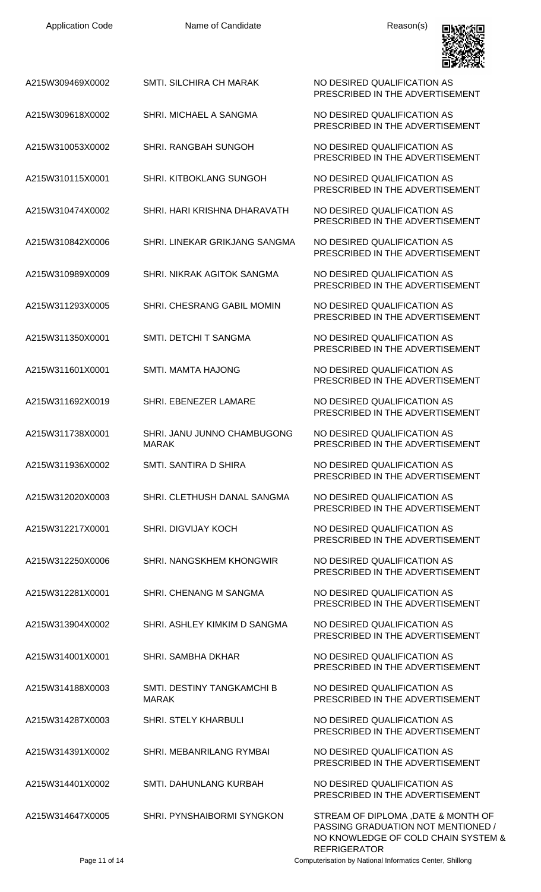| Application Code | Name of Candidate | Reason(s) |
| --- | --- | --- |
| A215W309469X0002 | SMTI. SILCHIRA CH MARAK | NO DESIRED QUALIFICATION AS PRESCRIBED IN THE ADVERTISEMENT |
| A215W309618X0002 | SHRI. MICHAEL A SANGMA | NO DESIRED QUALIFICATION AS PRESCRIBED IN THE ADVERTISEMENT |
| A215W310053X0002 | SHRI. RANGBAH SUNGOH | NO DESIRED QUALIFICATION AS PRESCRIBED IN THE ADVERTISEMENT |
| A215W310115X0001 | SHRI. KITBOKLANG SUNGOH | NO DESIRED QUALIFICATION AS PRESCRIBED IN THE ADVERTISEMENT |
| A215W310474X0002 | SHRI. HARI KRISHNA DHARAVATH | NO DESIRED QUALIFICATION AS PRESCRIBED IN THE ADVERTISEMENT |
| A215W310842X0006 | SHRI. LINEKAR GRIKJANG SANGMA | NO DESIRED QUALIFICATION AS PRESCRIBED IN THE ADVERTISEMENT |
| A215W310989X0009 | SHRI. NIKRAK AGITOK SANGMA | NO DESIRED QUALIFICATION AS PRESCRIBED IN THE ADVERTISEMENT |
| A215W311293X0005 | SHRI. CHESRANG GABIL MOMIN | NO DESIRED QUALIFICATION AS PRESCRIBED IN THE ADVERTISEMENT |
| A215W311350X0001 | SMTI. DETCHI T SANGMA | NO DESIRED QUALIFICATION AS PRESCRIBED IN THE ADVERTISEMENT |
| A215W311601X0001 | SMTI. MAMTA HAJONG | NO DESIRED QUALIFICATION AS PRESCRIBED IN THE ADVERTISEMENT |
| A215W311692X0019 | SHRI. EBENEZER LAMARE | NO DESIRED QUALIFICATION AS PRESCRIBED IN THE ADVERTISEMENT |
| A215W311738X0001 | SHRI. JANU JUNNO CHAMBUGONG MARAK | NO DESIRED QUALIFICATION AS PRESCRIBED IN THE ADVERTISEMENT |
| A215W311936X0002 | SMTI. SANTIRA D SHIRA | NO DESIRED QUALIFICATION AS PRESCRIBED IN THE ADVERTISEMENT |
| A215W312020X0003 | SHRI. CLETHUSH DANAL SANGMA | NO DESIRED QUALIFICATION AS PRESCRIBED IN THE ADVERTISEMENT |
| A215W312217X0001 | SHRI. DIGVIJAY KOCH | NO DESIRED QUALIFICATION AS PRESCRIBED IN THE ADVERTISEMENT |
| A215W312250X0006 | SHRI. NANGSKHEM KHONGWIR | NO DESIRED QUALIFICATION AS PRESCRIBED IN THE ADVERTISEMENT |
| A215W312281X0001 | SHRI. CHENANG M SANGMA | NO DESIRED QUALIFICATION AS PRESCRIBED IN THE ADVERTISEMENT |
| A215W313904X0002 | SHRI. ASHLEY KIMKIM D SANGMA | NO DESIRED QUALIFICATION AS PRESCRIBED IN THE ADVERTISEMENT |
| A215W314001X0001 | SHRI. SAMBHA DKHAR | NO DESIRED QUALIFICATION AS PRESCRIBED IN THE ADVERTISEMENT |
| A215W314188X0003 | SMTI. DESTINY TANGKAMCHI B MARAK | NO DESIRED QUALIFICATION AS PRESCRIBED IN THE ADVERTISEMENT |
| A215W314287X0003 | SHRI. STELY KHARBULI | NO DESIRED QUALIFICATION AS PRESCRIBED IN THE ADVERTISEMENT |
| A215W314391X0002 | SHRI. MEBANRILANG RYMBAI | NO DESIRED QUALIFICATION AS PRESCRIBED IN THE ADVERTISEMENT |
| A215W314401X0002 | SMTI. DAHUNLANG KURBAH | NO DESIRED QUALIFICATION AS PRESCRIBED IN THE ADVERTISEMENT |
| A215W314647X0005 | SHRI. PYNSHAIBORMI SYNGKON | STREAM OF DIPLOMA ,DATE & MONTH OF PASSING GRADUATION NOT MENTIONED / NO KNOWLEDGE OF COLD CHAIN SYSTEM & REFRIGERATOR |

Computerisation by National Informatics Center, Shillong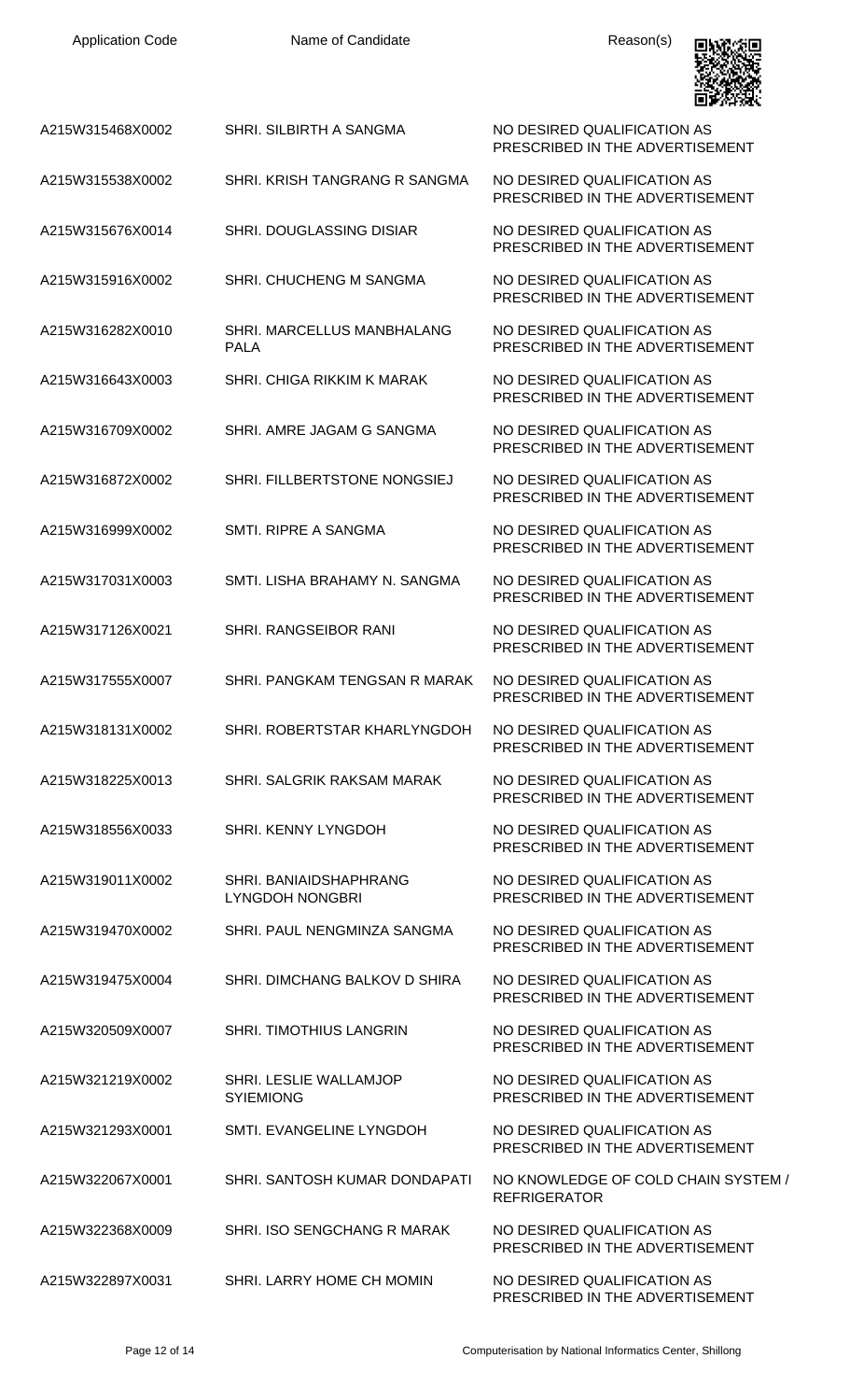| Application Code | Name of Candidate | Reason(s) |
|---|---|---|
| A215W315468X0002 | SHRI. SILBIRTH A SANGMA | NO DESIRED QUALIFICATION AS PRESCRIBED IN THE ADVERTISEMENT |
| A215W315538X0002 | SHRI. KRISH TANGRANG R SANGMA | NO DESIRED QUALIFICATION AS PRESCRIBED IN THE ADVERTISEMENT |
| A215W315676X0014 | SHRI. DOUGLASSING DISIAR | NO DESIRED QUALIFICATION AS PRESCRIBED IN THE ADVERTISEMENT |
| A215W315916X0002 | SHRI. CHUCHENG M SANGMA | NO DESIRED QUALIFICATION AS PRESCRIBED IN THE ADVERTISEMENT |
| A215W316282X0010 | SHRI. MARCELLUS MANBHALANG PALA | NO DESIRED QUALIFICATION AS PRESCRIBED IN THE ADVERTISEMENT |
| A215W316643X0003 | SHRI. CHIGA RIKKIM K MARAK | NO DESIRED QUALIFICATION AS PRESCRIBED IN THE ADVERTISEMENT |
| A215W316709X0002 | SHRI. AMRE JAGAM G SANGMA | NO DESIRED QUALIFICATION AS PRESCRIBED IN THE ADVERTISEMENT |
| A215W316872X0002 | SHRI. FILLBERTSTONE NONGSIEJ | NO DESIRED QUALIFICATION AS PRESCRIBED IN THE ADVERTISEMENT |
| A215W316999X0002 | SMTI. RIPRE A SANGMA | NO DESIRED QUALIFICATION AS PRESCRIBED IN THE ADVERTISEMENT |
| A215W317031X0003 | SMTI. LISHA BRAHAMY N. SANGMA | NO DESIRED QUALIFICATION AS PRESCRIBED IN THE ADVERTISEMENT |
| A215W317126X0021 | SHRI. RANGSEIBOR RANI | NO DESIRED QUALIFICATION AS PRESCRIBED IN THE ADVERTISEMENT |
| A215W317555X0007 | SHRI. PANGKAM TENGSAN R MARAK | NO DESIRED QUALIFICATION AS PRESCRIBED IN THE ADVERTISEMENT |
| A215W318131X0002 | SHRI. ROBERTSTAR KHARLYNGDOH | NO DESIRED QUALIFICATION AS PRESCRIBED IN THE ADVERTISEMENT |
| A215W318225X0013 | SHRI. SALGRIK RAKSAM MARAK | NO DESIRED QUALIFICATION AS PRESCRIBED IN THE ADVERTISEMENT |
| A215W318556X0033 | SHRI. KENNY LYNGDOH | NO DESIRED QUALIFICATION AS PRESCRIBED IN THE ADVERTISEMENT |
| A215W319011X0002 | SHRI. BANIAIDSHAPHRANG LYNGDOH NONGBRI | NO DESIRED QUALIFICATION AS PRESCRIBED IN THE ADVERTISEMENT |
| A215W319470X0002 | SHRI. PAUL NENGMINZA SANGMA | NO DESIRED QUALIFICATION AS PRESCRIBED IN THE ADVERTISEMENT |
| A215W319475X0004 | SHRI. DIMCHANG BALKOV D SHIRA | NO DESIRED QUALIFICATION AS PRESCRIBED IN THE ADVERTISEMENT |
| A215W320509X0007 | SHRI. TIMOTHIUS LANGRIN | NO DESIRED QUALIFICATION AS PRESCRIBED IN THE ADVERTISEMENT |
| A215W321219X0002 | SHRI. LESLIE WALLAMJOP SYIEMIONG | NO DESIRED QUALIFICATION AS PRESCRIBED IN THE ADVERTISEMENT |
| A215W321293X0001 | SMTI. EVANGELINE LYNGDOH | NO DESIRED QUALIFICATION AS PRESCRIBED IN THE ADVERTISEMENT |
| A215W322067X0001 | SHRI. SANTOSH KUMAR DONDAPATI | NO KNOWLEDGE OF COLD CHAIN SYSTEM / REFRIGERATOR |
| A215W322368X0009 | SHRI. ISO SENGCHANG R MARAK | NO DESIRED QUALIFICATION AS PRESCRIBED IN THE ADVERTISEMENT |
| A215W322897X0031 | SHRI. LARRY HOME CH MOMIN | NO DESIRED QUALIFICATION AS PRESCRIBED IN THE ADVERTISEMENT |

Computerisation by National Informatics Center, Shillong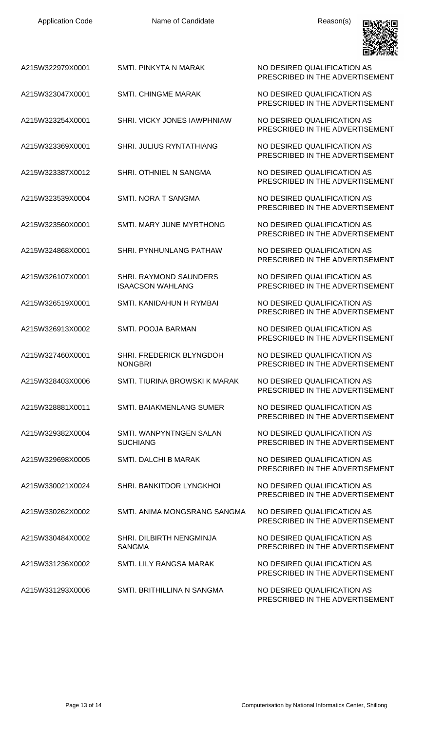| Application Code | Name of Candidate | Reason(s) |
|---|---|---|
| A215W322979X0001 | SMTI. PINKYTA N MARAK | NO DESIRED QUALIFICATION AS PRESCRIBED IN THE ADVERTISEMENT |
| A215W323047X0001 | SMTI. CHINGME MARAK | NO DESIRED QUALIFICATION AS PRESCRIBED IN THE ADVERTISEMENT |
| A215W323254X0001 | SHRI. VICKY JONES IAWPHNIAW | NO DESIRED QUALIFICATION AS PRESCRIBED IN THE ADVERTISEMENT |
| A215W323369X0001 | SHRI. JULIUS RYNTATHIANG | NO DESIRED QUALIFICATION AS PRESCRIBED IN THE ADVERTISEMENT |
| A215W323387X0012 | SHRI. OTHNIEL N SANGMA | NO DESIRED QUALIFICATION AS PRESCRIBED IN THE ADVERTISEMENT |
| A215W323539X0004 | SMTI. NORA T SANGMA | NO DESIRED QUALIFICATION AS PRESCRIBED IN THE ADVERTISEMENT |
| A215W323560X0001 | SMTI. MARY JUNE MYRTHONG | NO DESIRED QUALIFICATION AS PRESCRIBED IN THE ADVERTISEMENT |
| A215W324868X0001 | SHRI. PYNHUNLANG PATHAW | NO DESIRED QUALIFICATION AS PRESCRIBED IN THE ADVERTISEMENT |
| A215W326107X0001 | SHRI. RAYMOND SAUNDERS ISAACSON WAHLANG | NO DESIRED QUALIFICATION AS PRESCRIBED IN THE ADVERTISEMENT |
| A215W326519X0001 | SMTI. KANIDAHUN H RYMBAI | NO DESIRED QUALIFICATION AS PRESCRIBED IN THE ADVERTISEMENT |
| A215W326913X0002 | SMTI. POOJA BARMAN | NO DESIRED QUALIFICATION AS PRESCRIBED IN THE ADVERTISEMENT |
| A215W327460X0001 | SHRI. FREDERICK BLYNGDOH NONGBRI | NO DESIRED QUALIFICATION AS PRESCRIBED IN THE ADVERTISEMENT |
| A215W328403X0006 | SMTI. TIURINA BROWSKI K MARAK | NO DESIRED QUALIFICATION AS PRESCRIBED IN THE ADVERTISEMENT |
| A215W328881X0011 | SMTI. BAIAKMENLANG SUMER | NO DESIRED QUALIFICATION AS PRESCRIBED IN THE ADVERTISEMENT |
| A215W329382X0004 | SMTI. WANPYNTNGEN SALAN SUCHIANG | NO DESIRED QUALIFICATION AS PRESCRIBED IN THE ADVERTISEMENT |
| A215W329698X0005 | SMTI. DALCHI B MARAK | NO DESIRED QUALIFICATION AS PRESCRIBED IN THE ADVERTISEMENT |
| A215W330021X0024 | SHRI. BANKITDOR LYNGKHOI | NO DESIRED QUALIFICATION AS PRESCRIBED IN THE ADVERTISEMENT |
| A215W330262X0002 | SMTI. ANIMA MONGSRANG SANGMA | NO DESIRED QUALIFICATION AS PRESCRIBED IN THE ADVERTISEMENT |
| A215W330484X0002 | SHRI. DILBIRTH NENGMINJA SANGMA | NO DESIRED QUALIFICATION AS PRESCRIBED IN THE ADVERTISEMENT |
| A215W331236X0002 | SMTI. LILY RANGSA MARAK | NO DESIRED QUALIFICATION AS PRESCRIBED IN THE ADVERTISEMENT |
| A215W331293X0006 | SMTI. BRITHILLINA N SANGMA | NO DESIRED QUALIFICATION AS PRESCRIBED IN THE ADVERTISEMENT |

Computerisation by National Informatics Center, Shillong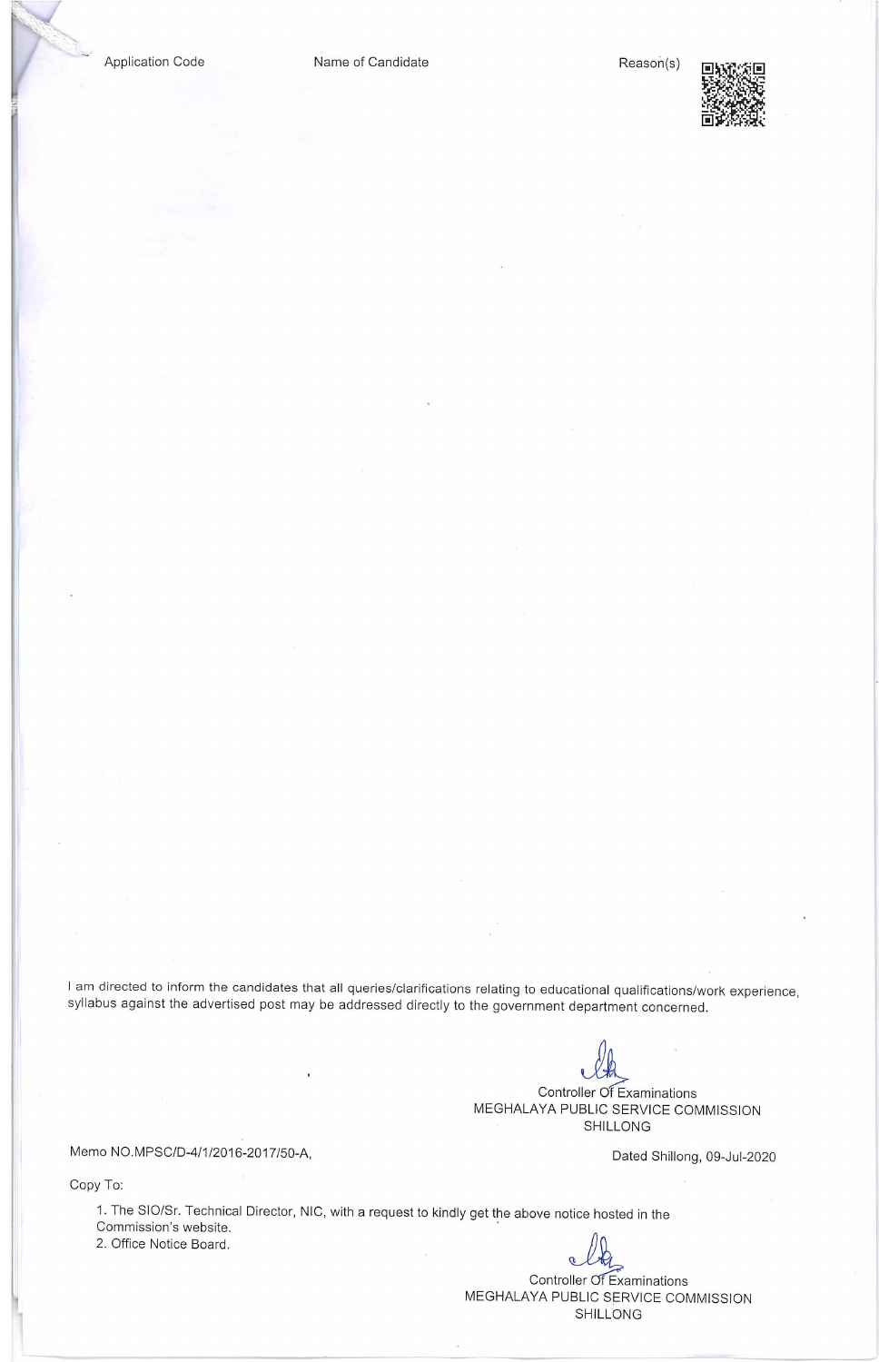| Application Code | Name of Candidate | Reason(s) |
| --- | --- | --- |

I am directed to inform the candidates that all queries/clarifications relating to educational qualifications/work experience, syllabus against the advertised post may be addressed directly to the government department concerned.

Controller Of Examinations
MEGHALAYA PUBLIC SERVICE COMMISSION
SHILLONG

Memo NO.MPSC/D-4/1/2016-2017/50-A,

Dated Shillong, 09-Jul-2020

Copy To:

1. The SIO/Sr. Technical Director, NIC, with a request to kindly get the above notice hosted in the Commission's website.
2. Office Notice Board.

Controller Of Examinations
MEGHALAYA PUBLIC SERVICE COMMISSION
SHILLONG